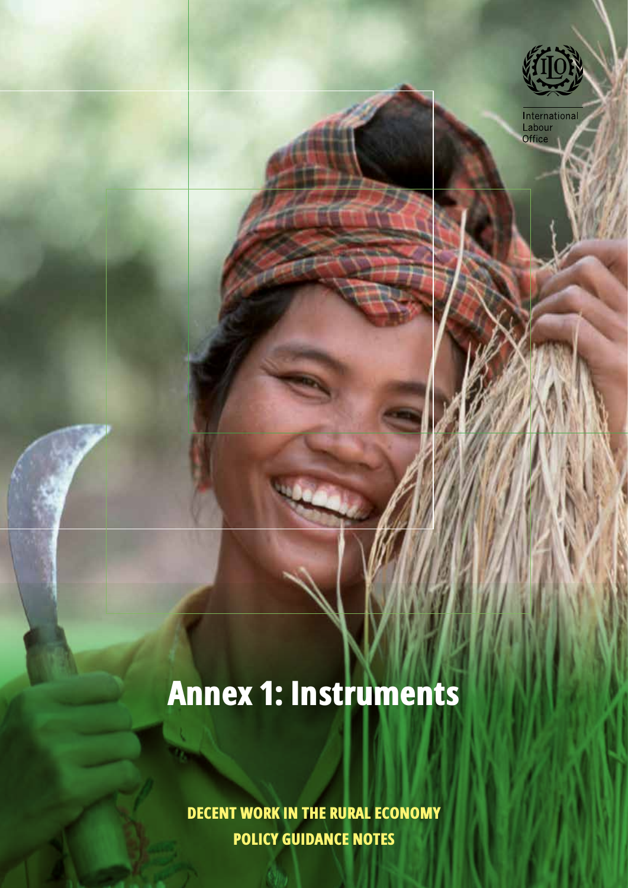International Labour Office

# Annex 1: Instruments

**DECENT WORK IN THE RURAL ECONOMY**
**POLICY GUIDANCE NOTES**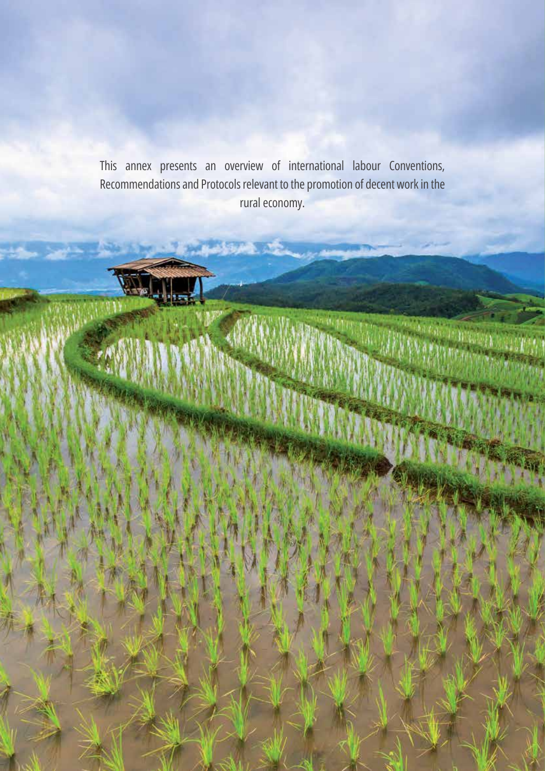This annex presents an overview of international labour Conventions, Recommendations and Protocols relevant to the promotion of decent work in the rural economy.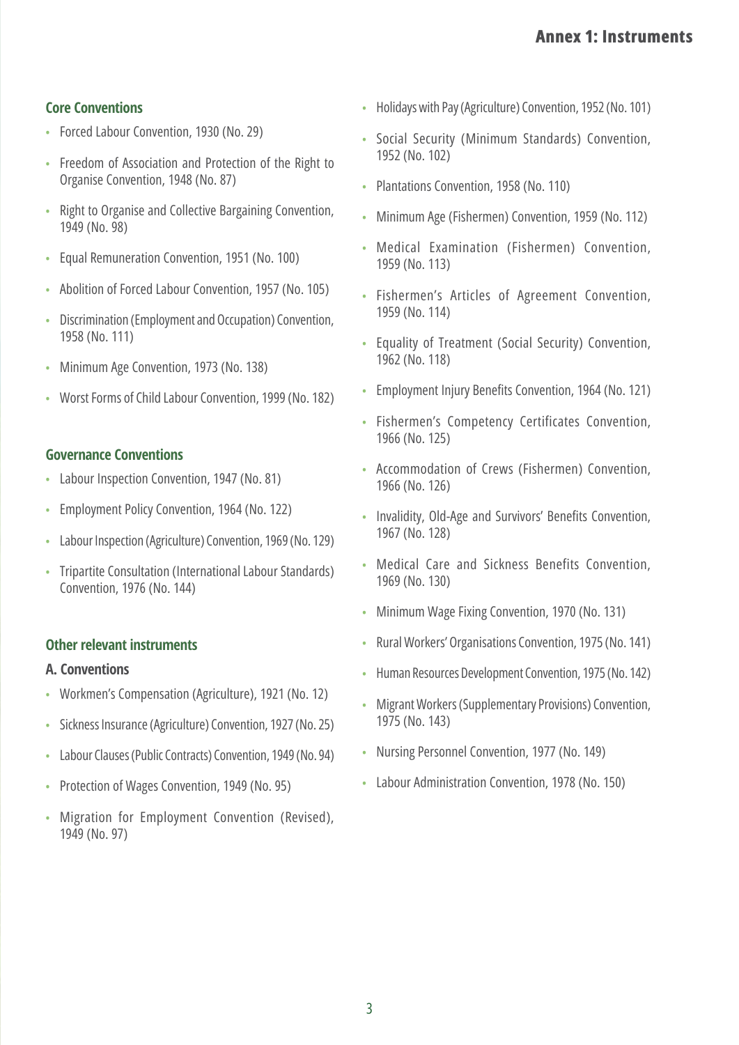# Annex 1: Instruments

### Core Conventions

- Forced Labour Convention, 1930 (No. 29)
- Freedom of Association and Protection of the Right to Organise Convention, 1948 (No. 87)
- Right to Organise and Collective Bargaining Convention, 1949 (No. 98)
- Equal Remuneration Convention, 1951 (No. 100)
- Abolition of Forced Labour Convention, 1957 (No. 105)
- Discrimination (Employment and Occupation) Convention, 1958 (No. 111)
- Minimum Age Convention, 1973 (No. 138)
- Worst Forms of Child Labour Convention, 1999 (No. 182)

### Governance Conventions

- Labour Inspection Convention, 1947 (No. 81)
- Employment Policy Convention, 1964 (No. 122)
- Labour Inspection (Agriculture) Convention, 1969 (No. 129)
- Tripartite Consultation (International Labour Standards) Convention, 1976 (No. 144)

### Other relevant instruments

#### A. Conventions

- Workmen's Compensation (Agriculture), 1921 (No. 12)
- Sickness Insurance (Agriculture) Convention, 1927 (No. 25)
- Labour Clauses (Public Contracts) Convention, 1949 (No. 94)
- Protection of Wages Convention, 1949 (No. 95)
- Migration for Employment Convention (Revised), 1949 (No. 97)
- Holidays with Pay (Agriculture) Convention, 1952 (No. 101)
- Social Security (Minimum Standards) Convention, 1952 (No. 102)
- Plantations Convention, 1958 (No. 110)
- Minimum Age (Fishermen) Convention, 1959 (No. 112)
- Medical Examination (Fishermen) Convention, 1959 (No. 113)
- Fishermen's Articles of Agreement Convention, 1959 (No. 114)
- Equality of Treatment (Social Security) Convention, 1962 (No. 118)
- Employment Injury Benefits Convention, 1964 (No. 121)
- Fishermen's Competency Certificates Convention, 1966 (No. 125)
- Accommodation of Crews (Fishermen) Convention, 1966 (No. 126)
- Invalidity, Old-Age and Survivors' Benefits Convention, 1967 (No. 128)
- Medical Care and Sickness Benefits Convention, 1969 (No. 130)
- Minimum Wage Fixing Convention, 1970 (No. 131)
- Rural Workers' Organisations Convention, 1975 (No. 141)
- Human Resources Development Convention, 1975 (No. 142)
- Migrant Workers (Supplementary Provisions) Convention, 1975 (No. 143)
- Nursing Personnel Convention, 1977 (No. 149)
- Labour Administration Convention, 1978 (No. 150)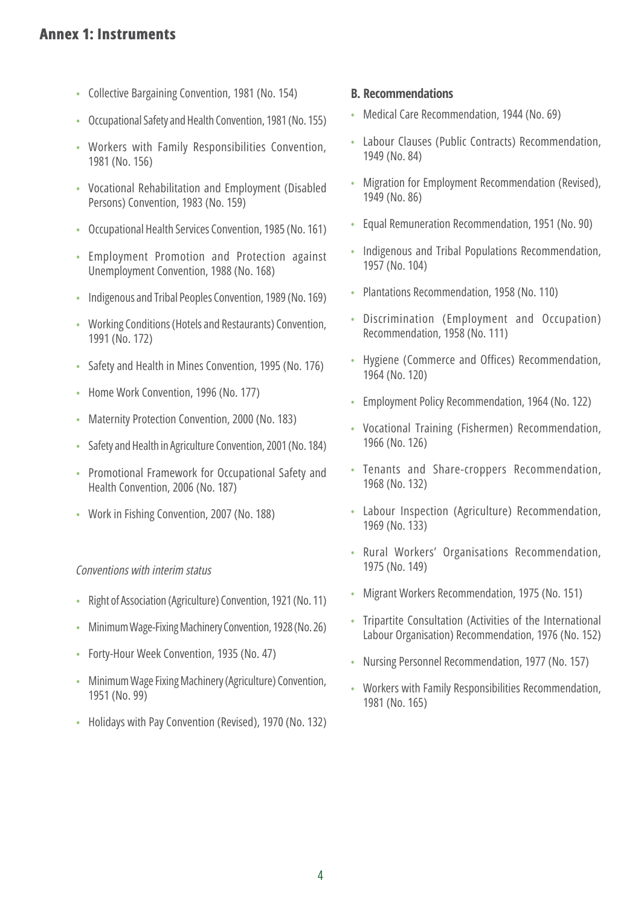## Annex 1: Instruments

- Collective Bargaining Convention, 1981 (No. 154)
- Occupational Safety and Health Convention, 1981 (No. 155)
- Workers with Family Responsibilities Convention, 1981 (No. 156)
- Vocational Rehabilitation and Employment (Disabled Persons) Convention, 1983 (No. 159)
- Occupational Health Services Convention, 1985 (No. 161)
- Employment Promotion and Protection against Unemployment Convention, 1988 (No. 168)
- Indigenous and Tribal Peoples Convention, 1989 (No. 169)
- Working Conditions (Hotels and Restaurants) Convention, 1991 (No. 172)
- Safety and Health in Mines Convention, 1995 (No. 176)
- Home Work Convention, 1996 (No. 177)
- Maternity Protection Convention, 2000 (No. 183)
- Safety and Health in Agriculture Convention, 2001 (No. 184)
- Promotional Framework for Occupational Safety and Health Convention, 2006 (No. 187)
- Work in Fishing Convention, 2007 (No. 188)

*Conventions with interim status*

- Right of Association (Agriculture) Convention, 1921 (No. 11)
- Minimum Wage-Fixing Machinery Convention, 1928 (No. 26)
- Forty-Hour Week Convention, 1935 (No. 47)
- Minimum Wage Fixing Machinery (Agriculture) Convention, 1951 (No. 99)
- Holidays with Pay Convention (Revised), 1970 (No. 132)

### B. Recommendations

- Medical Care Recommendation, 1944 (No. 69)
- Labour Clauses (Public Contracts) Recommendation, 1949 (No. 84)
- Migration for Employment Recommendation (Revised), 1949 (No. 86)
- Equal Remuneration Recommendation, 1951 (No. 90)
- Indigenous and Tribal Populations Recommendation, 1957 (No. 104)
- Plantations Recommendation, 1958 (No. 110)
- Discrimination (Employment and Occupation) Recommendation, 1958 (No. 111)
- Hygiene (Commerce and Offices) Recommendation, 1964 (No. 120)
- Employment Policy Recommendation, 1964 (No. 122)
- Vocational Training (Fishermen) Recommendation, 1966 (No. 126)
- Tenants and Share-croppers Recommendation, 1968 (No. 132)
- Labour Inspection (Agriculture) Recommendation, 1969 (No. 133)
- Rural Workers' Organisations Recommendation, 1975 (No. 149)
- Migrant Workers Recommendation, 1975 (No. 151)
- Tripartite Consultation (Activities of the International Labour Organisation) Recommendation, 1976 (No. 152)
- Nursing Personnel Recommendation, 1977 (No. 157)
- Workers with Family Responsibilities Recommendation, 1981 (No. 165)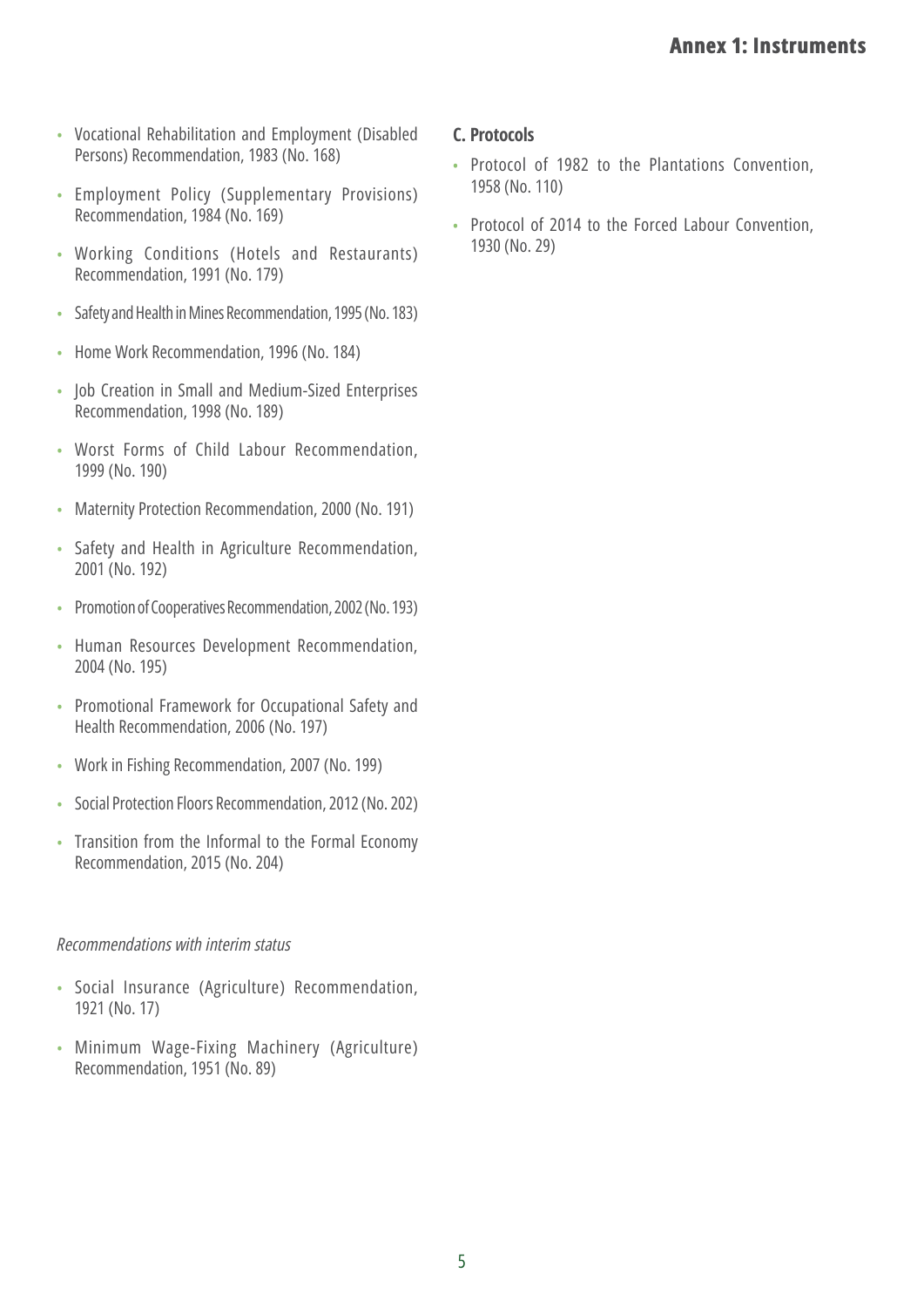- Vocational Rehabilitation and Employment (Disabled Persons) Recommendation, 1983 (No. 168)
- Employment Policy (Supplementary Provisions) Recommendation, 1984 (No. 169)
- Working Conditions (Hotels and Restaurants) Recommendation, 1991 (No. 179)
- Safety and Health in Mines Recommendation, 1995 (No. 183)
- Home Work Recommendation, 1996 (No. 184)
- Job Creation in Small and Medium-Sized Enterprises Recommendation, 1998 (No. 189)
- Worst Forms of Child Labour Recommendation, 1999 (No. 190)
- Maternity Protection Recommendation, 2000 (No. 191)
- Safety and Health in Agriculture Recommendation, 2001 (No. 192)
- Promotion of Cooperatives Recommendation, 2002 (No. 193)
- Human Resources Development Recommendation, 2004 (No. 195)
- Promotional Framework for Occupational Safety and Health Recommendation, 2006 (No. 197)
- Work in Fishing Recommendation, 2007 (No. 199)
- Social Protection Floors Recommendation, 2012 (No. 202)
- Transition from the Informal to the Formal Economy Recommendation, 2015 (No. 204)

*Recommendations with interim status*

- Social Insurance (Agriculture) Recommendation, 1921 (No. 17)
- Minimum Wage-Fixing Machinery (Agriculture) Recommendation, 1951 (No. 89)

### C. Protocols

- Protocol of 1982 to the Plantations Convention, 1958 (No. 110)
- Protocol of 2014 to the Forced Labour Convention, 1930 (No. 29)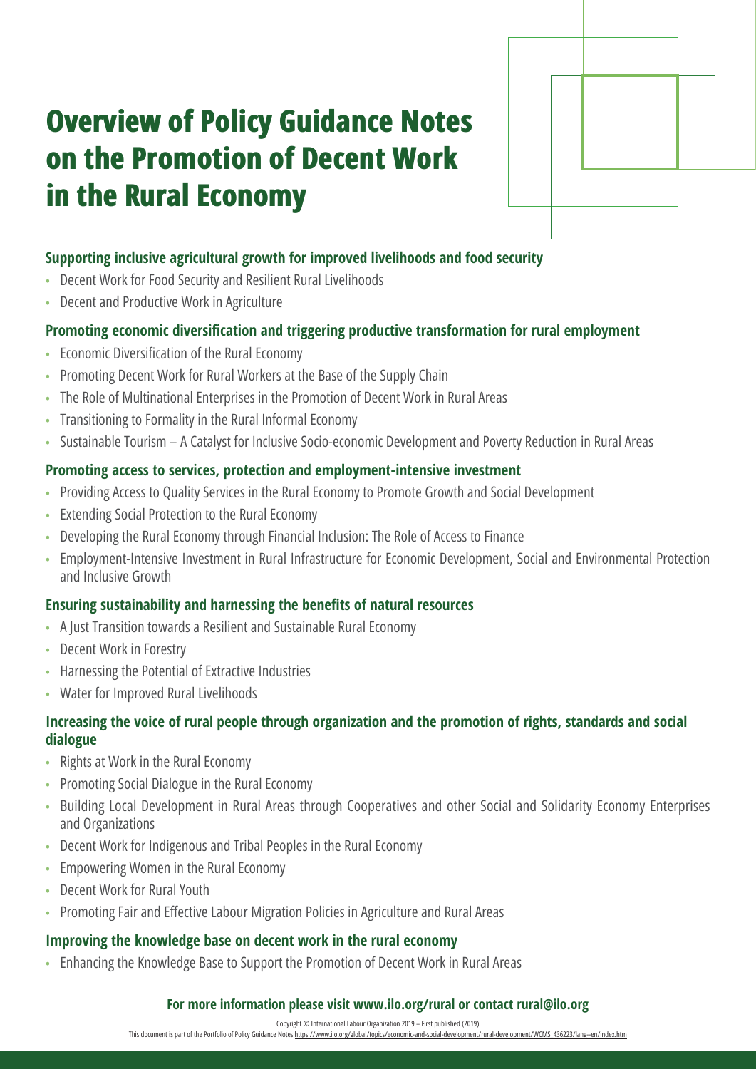# Overview of Policy Guidance Notes on the Promotion of Decent Work in the Rural Economy

### Supporting inclusive agricultural growth for improved livelihoods and food security

- Decent Work for Food Security and Resilient Rural Livelihoods
- Decent and Productive Work in Agriculture

### Promoting economic diversification and triggering productive transformation for rural employment

- Economic Diversification of the Rural Economy
- Promoting Decent Work for Rural Workers at the Base of the Supply Chain
- The Role of Multinational Enterprises in the Promotion of Decent Work in Rural Areas
- Transitioning to Formality in the Rural Informal Economy
- Sustainable Tourism – A Catalyst for Inclusive Socio-economic Development and Poverty Reduction in Rural Areas

### Promoting access to services, protection and employment-intensive investment

- Providing Access to Quality Services in the Rural Economy to Promote Growth and Social Development
- Extending Social Protection to the Rural Economy
- Developing the Rural Economy through Financial Inclusion: The Role of Access to Finance
- Employment-Intensive Investment in Rural Infrastructure for Economic Development, Social and Environmental Protection and Inclusive Growth

### Ensuring sustainability and harnessing the benefits of natural resources

- A Just Transition towards a Resilient and Sustainable Rural Economy
- Decent Work in Forestry
- Harnessing the Potential of Extractive Industries
- Water for Improved Rural Livelihoods

### Increasing the voice of rural people through organization and the promotion of rights, standards and social dialogue

- Rights at Work in the Rural Economy
- Promoting Social Dialogue in the Rural Economy
- Building Local Development in Rural Areas through Cooperatives and other Social and Solidarity Economy Enterprises and Organizations
- Decent Work for Indigenous and Tribal Peoples in the Rural Economy
- Empowering Women in the Rural Economy
- Decent Work for Rural Youth
- Promoting Fair and Effective Labour Migration Policies in Agriculture and Rural Areas

### Improving the knowledge base on decent work in the rural economy

- Enhancing the Knowledge Base to Support the Promotion of Decent Work in Rural Areas

**For more information please visit www.ilo.org/rural or contact rural@ilo.org**

Copyright © International Labour Organization 2019 – First published (2019)

This document is part of the Portfolio of Policy Guidance Notes https://www.ilo.org/global/topics/economic-and-social-development/rural-development/WCMS_436223/lang--en/index.htm